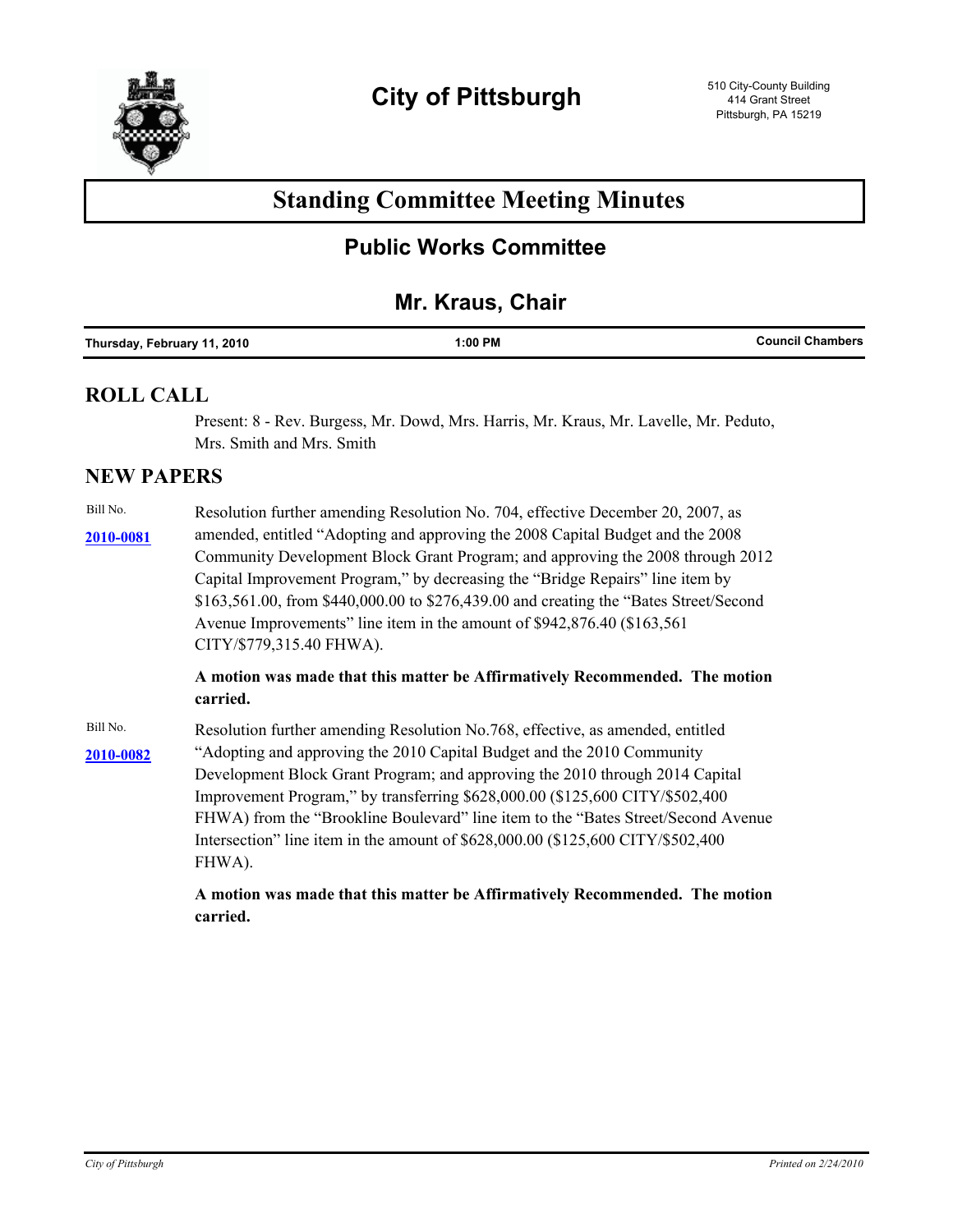# City of Pittsburgh

510 City-County Building
414 Grant Street
Pittsburgh, PA 15219

# Standing Committee Meeting Minutes

## Public Works Committee

## Mr. Kraus, Chair

**Thursday, February 11, 2010** | **1:00 PM** | **Council Chambers**

## ROLL CALL

Present: 8 - Rev. Burgess, Mr. Dowd, Mrs. Harris, Mr. Kraus, Mr. Lavelle, Mr. Peduto, Mrs. Smith and Mrs. Smith

## NEW PAPERS

Bill No. **2010-0081**

Resolution further amending Resolution No. 704, effective December 20, 2007, as amended, entitled "Adopting and approving the 2008 Capital Budget and the 2008 Community Development Block Grant Program; and approving the 2008 through 2012 Capital Improvement Program," by decreasing the "Bridge Repairs" line item by $163,561.00, from $440,000.00 to $276,439.00 and creating the "Bates Street/Second Avenue Improvements" line item in the amount of $942,876.40 ($163,561 CITY/$779,315.40 FHWA).

**A motion was made that this matter be Affirmatively Recommended. The motion carried.**

Bill No. **2010-0082**

Resolution further amending Resolution No.768, effective, as amended, entitled "Adopting and approving the 2010 Capital Budget and the 2010 Community Development Block Grant Program; and approving the 2010 through 2014 Capital Improvement Program," by transferring $628,000.00 ($125,600 CITY/$502,400 FHWA) from the "Brookline Boulevard" line item to the "Bates Street/Second Avenue Intersection" line item in the amount of $628,000.00 ($125,600 CITY/$502,400 FHWA).

**A motion was made that this matter be Affirmatively Recommended. The motion carried.**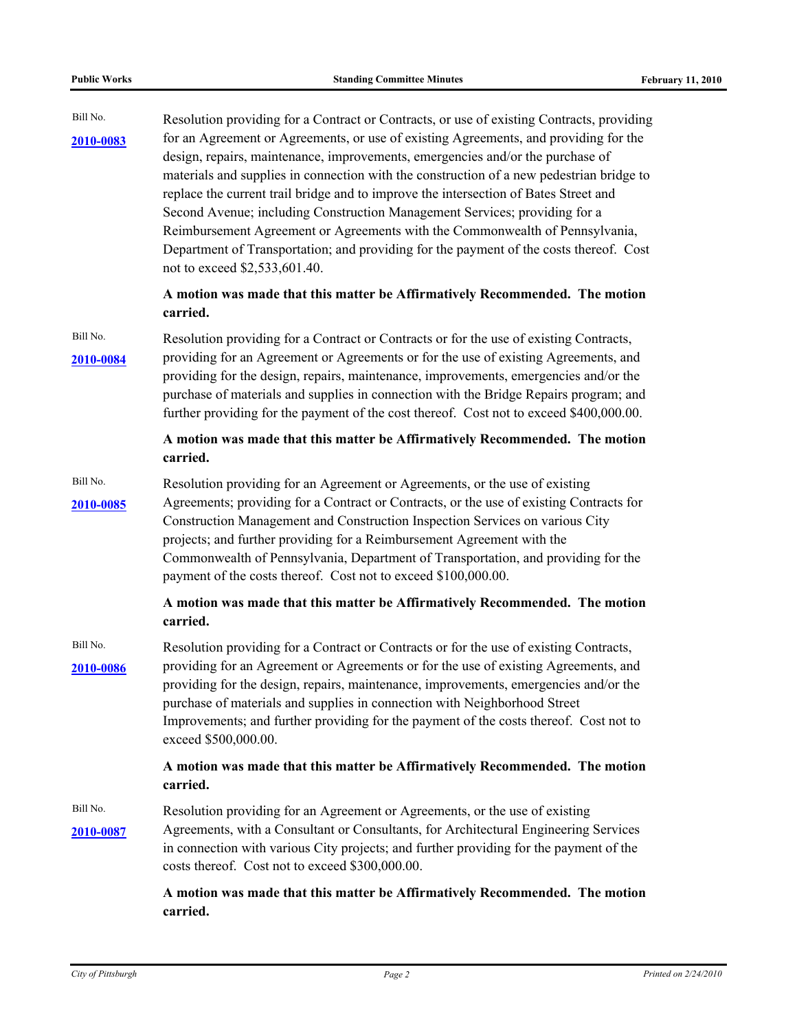Bill No. **2010-0083**

Resolution providing for a Contract or Contracts, or use of existing Contracts, providing for an Agreement or Agreements, or use of existing Agreements, and providing for the design, repairs, maintenance, improvements, emergencies and/or the purchase of materials and supplies in connection with the construction of a new pedestrian bridge to replace the current trail bridge and to improve the intersection of Bates Street and Second Avenue; including Construction Management Services; providing for a Reimbursement Agreement or Agreements with the Commonwealth of Pennsylvania, Department of Transportation; and providing for the payment of the costs thereof. Cost not to exceed $2,533,601.40.

**A motion was made that this matter be Affirmatively Recommended. The motion carried.**

Bill No. **2010-0084**

Resolution providing for a Contract or Contracts or for the use of existing Contracts, providing for an Agreement or Agreements or for the use of existing Agreements, and providing for the design, repairs, maintenance, improvements, emergencies and/or the purchase of materials and supplies in connection with the Bridge Repairs program; and further providing for the payment of the cost thereof. Cost not to exceed $400,000.00.

**A motion was made that this matter be Affirmatively Recommended. The motion carried.**

Bill No. **2010-0085**

Resolution providing for an Agreement or Agreements, or the use of existing Agreements; providing for a Contract or Contracts, or the use of existing Contracts for Construction Management and Construction Inspection Services on various City projects; and further providing for a Reimbursement Agreement with the Commonwealth of Pennsylvania, Department of Transportation, and providing for the payment of the costs thereof. Cost not to exceed $100,000.00.

**A motion was made that this matter be Affirmatively Recommended. The motion carried.**

Bill No. **2010-0086**

Resolution providing for a Contract or Contracts or for the use of existing Contracts, providing for an Agreement or Agreements or for the use of existing Agreements, and providing for the design, repairs, maintenance, improvements, emergencies and/or the purchase of materials and supplies in connection with Neighborhood Street Improvements; and further providing for the payment of the costs thereof. Cost not to exceed $500,000.00.

**A motion was made that this matter be Affirmatively Recommended. The motion carried.**

Bill No. **2010-0087**

Resolution providing for an Agreement or Agreements, or the use of existing Agreements, with a Consultant or Consultants, for Architectural Engineering Services in connection with various City projects; and further providing for the payment of the costs thereof. Cost not to exceed $300,000.00.

**A motion was made that this matter be Affirmatively Recommended. The motion carried.**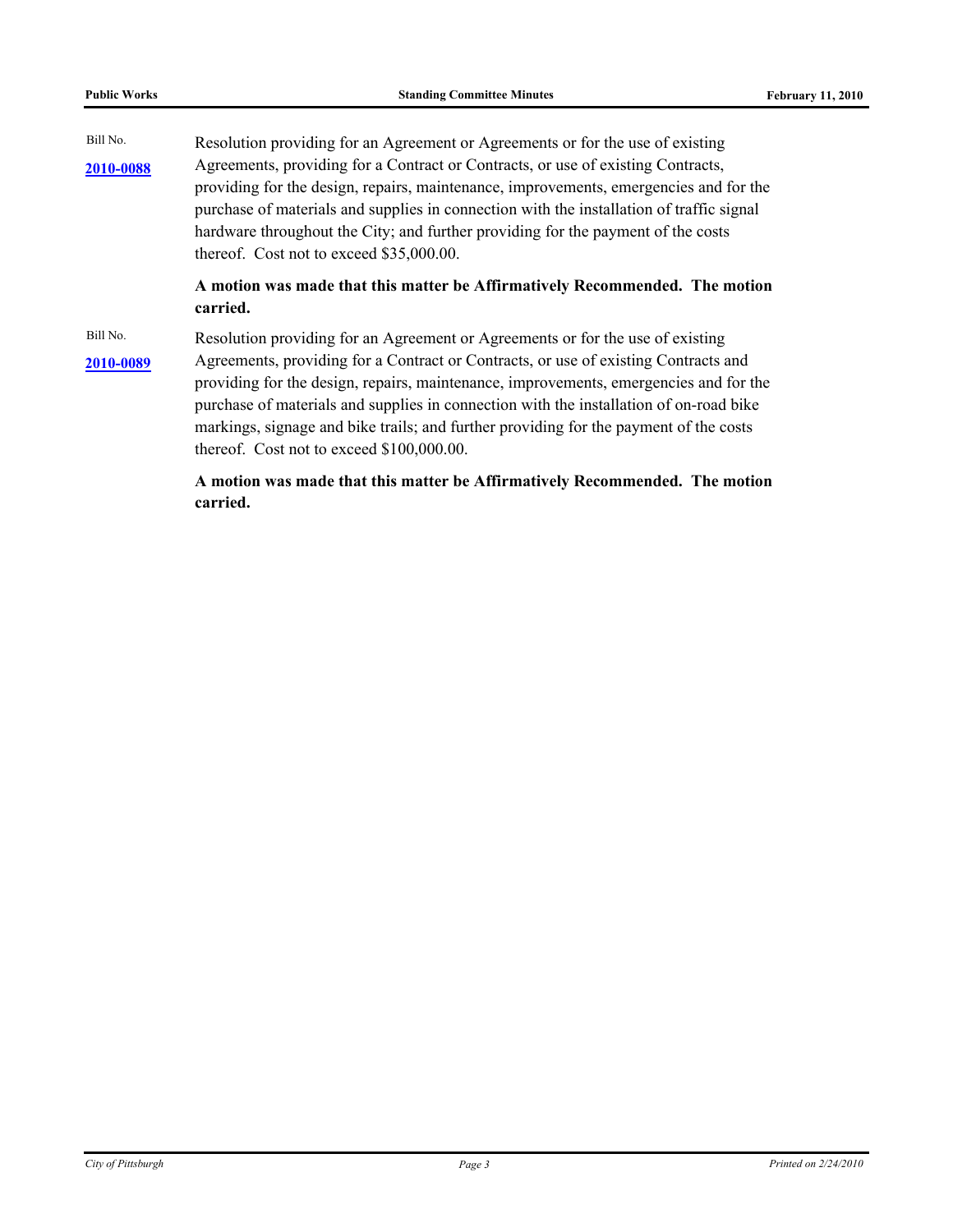Bill No.

**2010-0088**

Resolution providing for an Agreement or Agreements or for the use of existing Agreements, providing for a Contract or Contracts, or use of existing Contracts, providing for the design, repairs, maintenance, improvements, emergencies and for the purchase of materials and supplies in connection with the installation of traffic signal hardware throughout the City; and further providing for the payment of the costs thereof. Cost not to exceed $35,000.00.

**A motion was made that this matter be Affirmatively Recommended. The motion carried.**

Bill No.

**2010-0089**

Resolution providing for an Agreement or Agreements or for the use of existing Agreements, providing for a Contract or Contracts, or use of existing Contracts and providing for the design, repairs, maintenance, improvements, emergencies and for the purchase of materials and supplies in connection with the installation of on-road bike markings, signage and bike trails; and further providing for the payment of the costs thereof. Cost not to exceed $100,000.00.

**A motion was made that this matter be Affirmatively Recommended. The motion carried.**